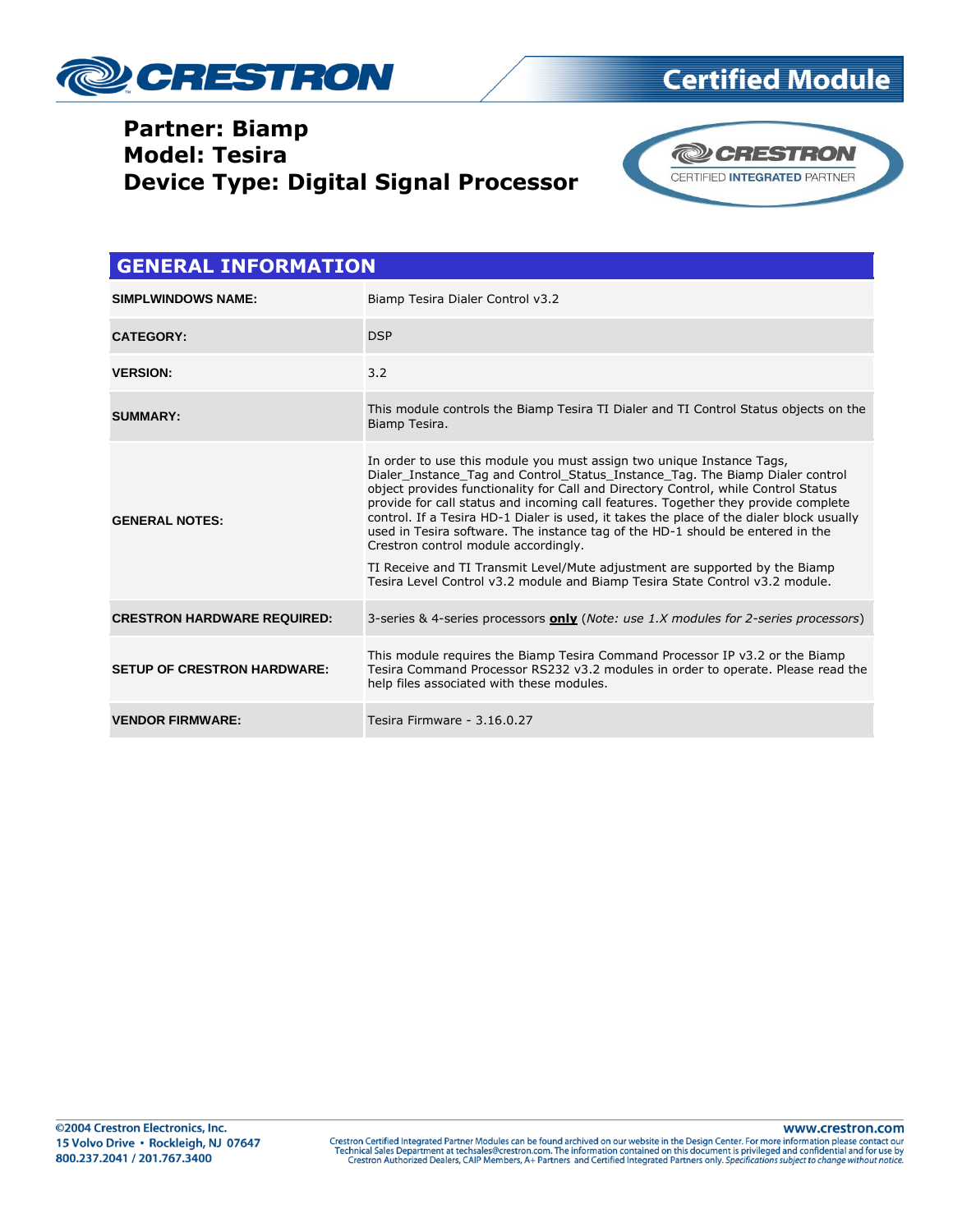# Certified Module

**Partner: Biamp**
**Model: Tesira**
**Device Type: Digital Signal Processor**

## GENERAL INFORMATION

| | |
|---|---|
| **SIMPLWINDOWS NAME:** | Biamp Tesira Dialer Control v3.2 |
| **CATEGORY:** | DSP |
| **VERSION:** | 3.2 |
| **SUMMARY:** | This module controls the Biamp Tesira TI Dialer and TI Control Status objects on the Biamp Tesira. |
| **GENERAL NOTES:** | In order to use this module you must assign two unique Instance Tags, Dialer_Instance_Tag and Control_Status_Instance_Tag. The Biamp Dialer control object provides functionality for Call and Directory Control, while Control Status provide for call status and incoming call features. Together they provide complete control. If a Tesira HD-1 Dialer is used, it takes the place of the dialer block usually used in Tesira software. The instance tag of the HD-1 should be entered in the Crestron control module accordingly.<br><br>TI Receive and TI Transmit Level/Mute adjustment are supported by the Biamp Tesira Level Control v3.2 module and Biamp Tesira State Control v3.2 module. |
| **CRESTRON HARDWARE REQUIRED:** | 3-series & 4-series processors **only** (*Note: use 1.X modules for 2-series processors*) |
| **SETUP OF CRESTRON HARDWARE:** | This module requires the Biamp Tesira Command Processor IP v3.2 or the Biamp Tesira Command Processor RS232 v3.2 modules in order to operate. Please read the help files associated with these modules. |
| **VENDOR FIRMWARE:** | Tesira Firmware - 3.16.0.27 |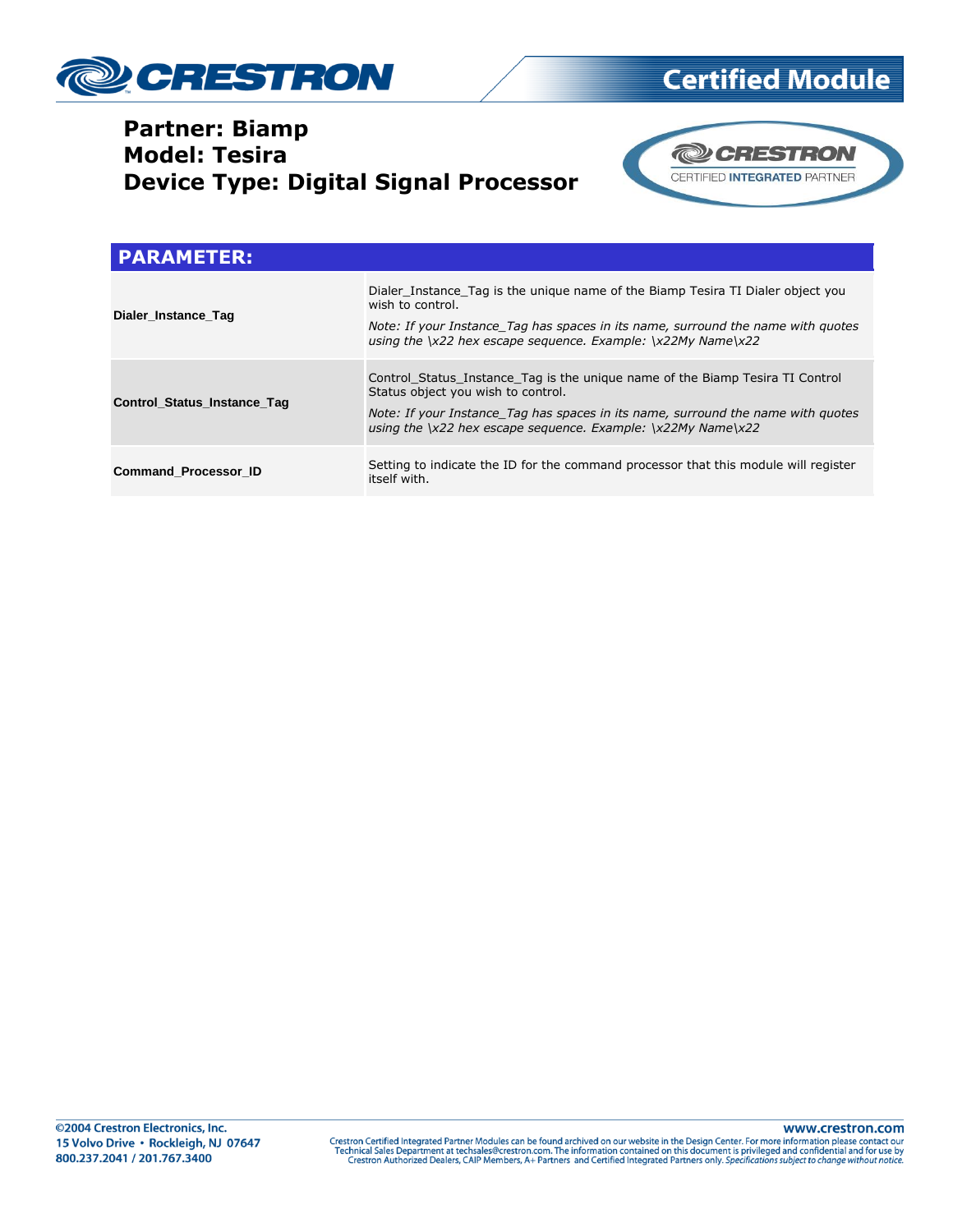**Partner: Biamp**
**Model: Tesira**
**Device Type: Digital Signal Processor**

| PARAMETER: | |
|---|---|
| **Dialer_Instance_Tag** | Dialer_Instance_Tag is the unique name of the Biamp Tesira TI Dialer object you wish to control. *Note: If your Instance_Tag has spaces in its name, surround the name with quotes using the \x22 hex escape sequence. Example: \x22My Name\x22* |
| **Control_Status_Instance_Tag** | Control_Status_Instance_Tag is the unique name of the Biamp Tesira TI Control Status object you wish to control. *Note: If your Instance_Tag has spaces in its name, surround the name with quotes using the \x22 hex escape sequence. Example: \x22My Name\x22* |
| **Command_Processor_ID** | Setting to indicate the ID for the command processor that this module will register itself with. |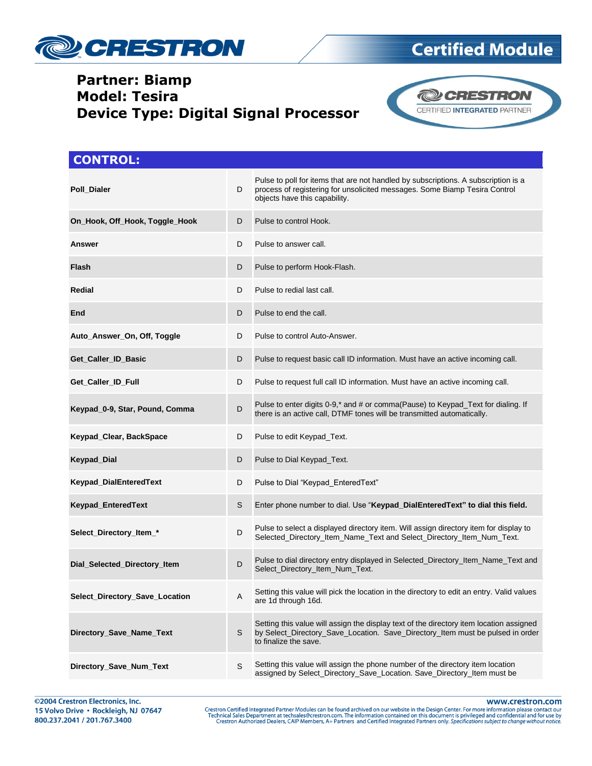# Partner: Biamp
# Model: Tesira
# Device Type: Digital Signal Processor

## CONTROL:

| | | |
|---|---|---|
| **Poll_Dialer** | D | Pulse to poll for items that are not handled by subscriptions. A subscription is a process of registering for unsolicited messages. Some Biamp Tesira Control objects have this capability. |
| **On_Hook, Off_Hook, Toggle_Hook** | D | Pulse to control Hook. |
| **Answer** | D | Pulse to answer call. |
| **Flash** | D | Pulse to perform Hook-Flash. |
| **Redial** | D | Pulse to redial last call. |
| **End** | D | Pulse to end the call. |
| **Auto_Answer_On, Off, Toggle** | D | Pulse to control Auto-Answer. |
| **Get_Caller_ID_Basic** | D | Pulse to request basic call ID information. Must have an active incoming call. |
| **Get_Caller_ID_Full** | D | Pulse to request full call ID information. Must have an active incoming call. |
| **Keypad_0-9, Star, Pound, Comma** | D | Pulse to enter digits 0-9,* and # or comma(Pause) to Keypad_Text for dialing. If there is an active call, DTMF tones will be transmitted automatically. |
| **Keypad_Clear, BackSpace** | D | Pulse to edit Keypad_Text. |
| **Keypad_Dial** | D | Pulse to Dial Keypad_Text. |
| **Keypad_DialEnteredText** | D | Pulse to Dial "Keypad_EnteredText" |
| **Keypad_EnteredText** | S | Enter phone number to dial. Use "**Keypad_DialEnteredText" to dial this field.** |
| **Select_Directory_Item_*** | D | Pulse to select a displayed directory item. Will assign directory item for display to Selected_Directory_Item_Name_Text and Select_Directory_Item_Num_Text. |
| **Dial_Selected_Directory_Item** | D | Pulse to dial directory entry displayed in Selected_Directory_Item_Name_Text and Select_Directory_Item_Num_Text. |
| **Select_Directory_Save_Location** | A | Setting this value will pick the location in the directory to edit an entry. Valid values are 1d through 16d. |
| **Directory_Save_Name_Text** | S | Setting this value will assign the display text of the directory item location assigned by Select_Directory_Save_Location. Save_Directory_Item must be pulsed in order to finalize the save. |
| **Directory_Save_Num_Text** | S | Setting this value will assign the phone number of the directory item location assigned by Select_Directory_Save_Location. Save_Directory_Item must be |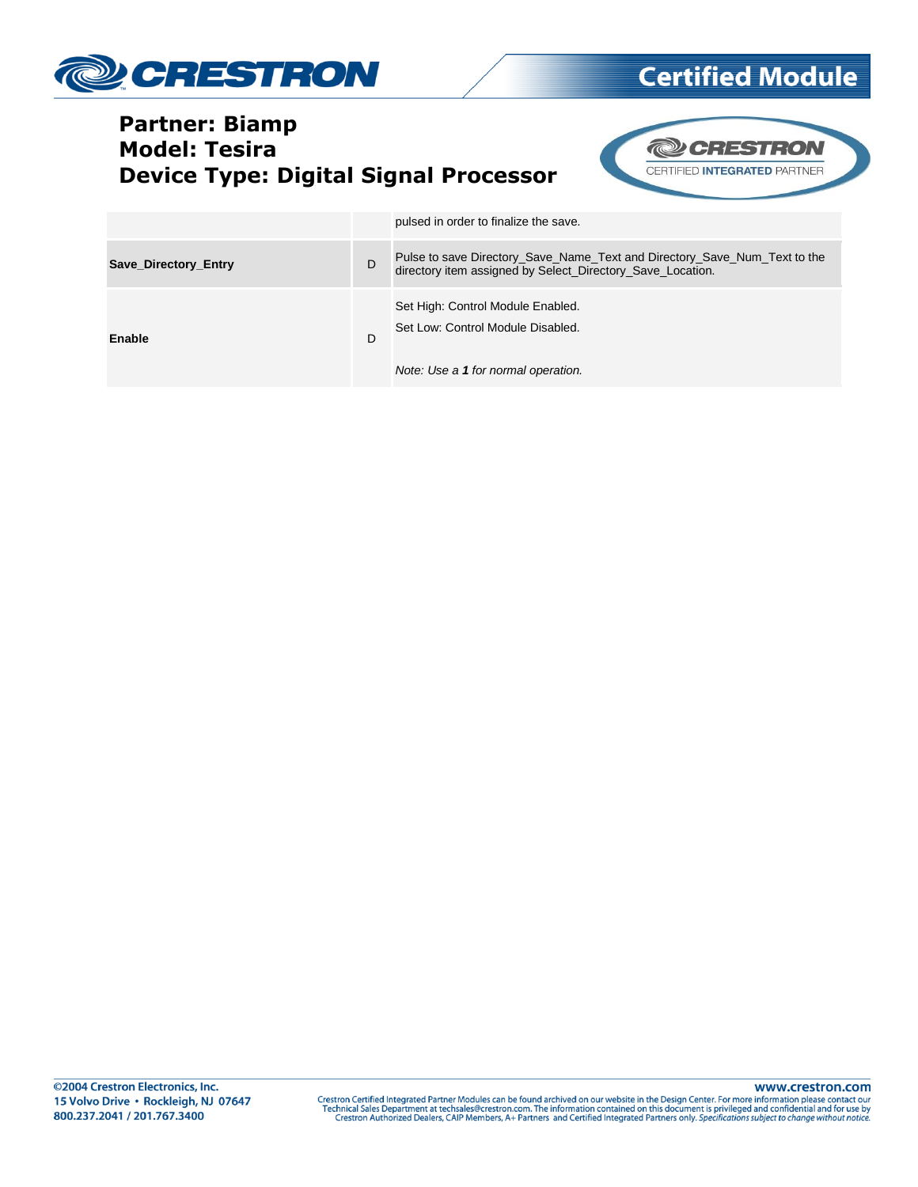**Partner: Biamp**
**Model: Tesira**
**Device Type: Digital Signal Processor**

| | | |
|---|---|---|
| | | pulsed in order to finalize the save. |
| **Save_Directory_Entry** | D | Pulse to save Directory_Save_Name_Text and Directory_Save_Num_Text to the directory item assigned by Select_Directory_Save_Location. |
| **Enable** | D | Set High: Control Module Enabled.<br>Set Low: Control Module Disabled.<br><br>*Note: Use a **1** for normal operation.* |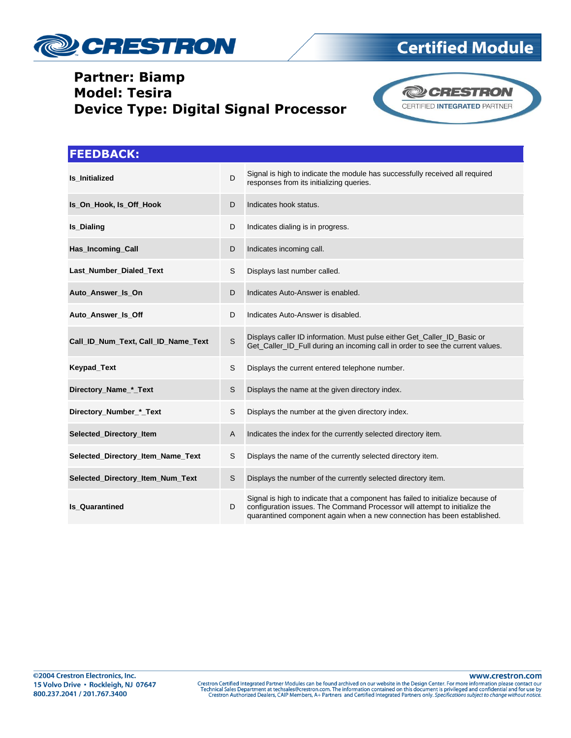**Partner: Biamp**
**Model: Tesira**
**Device Type: Digital Signal Processor**

## FEEDBACK:

| | | |
|---|---|---|
| **Is_Initialized** | D | Signal is high to indicate the module has successfully received all required responses from its initializing queries. |
| **Is_On_Hook, Is_Off_Hook** | D | Indicates hook status. |
| **Is_Dialing** | D | Indicates dialing is in progress. |
| **Has_Incoming_Call** | D | Indicates incoming call. |
| **Last_Number_Dialed_Text** | S | Displays last number called. |
| **Auto_Answer_Is_On** | D | Indicates Auto-Answer is enabled. |
| **Auto_Answer_Is_Off** | D | Indicates Auto-Answer is disabled. |
| **Call_ID_Num_Text, Call_ID_Name_Text** | S | Displays caller ID information. Must pulse either Get_Caller_ID_Basic or Get_Caller_ID_Full during an incoming call in order to see the current values. |
| **Keypad_Text** | S | Displays the current entered telephone number. |
| **Directory_Name_*_Text** | S | Displays the name at the given directory index. |
| **Directory_Number_*_Text** | S | Displays the number at the given directory index. |
| **Selected_Directory_Item** | A | Indicates the index for the currently selected directory item. |
| **Selected_Directory_Item_Name_Text** | S | Displays the name of the currently selected directory item. |
| **Selected_Directory_Item_Num_Text** | S | Displays the number of the currently selected directory item. |
| **Is_Quarantined** | D | Signal is high to indicate that a component has failed to initialize because of configuration issues. The Command Processor will attempt to initialize the quarantined component again when a new connection has been established. |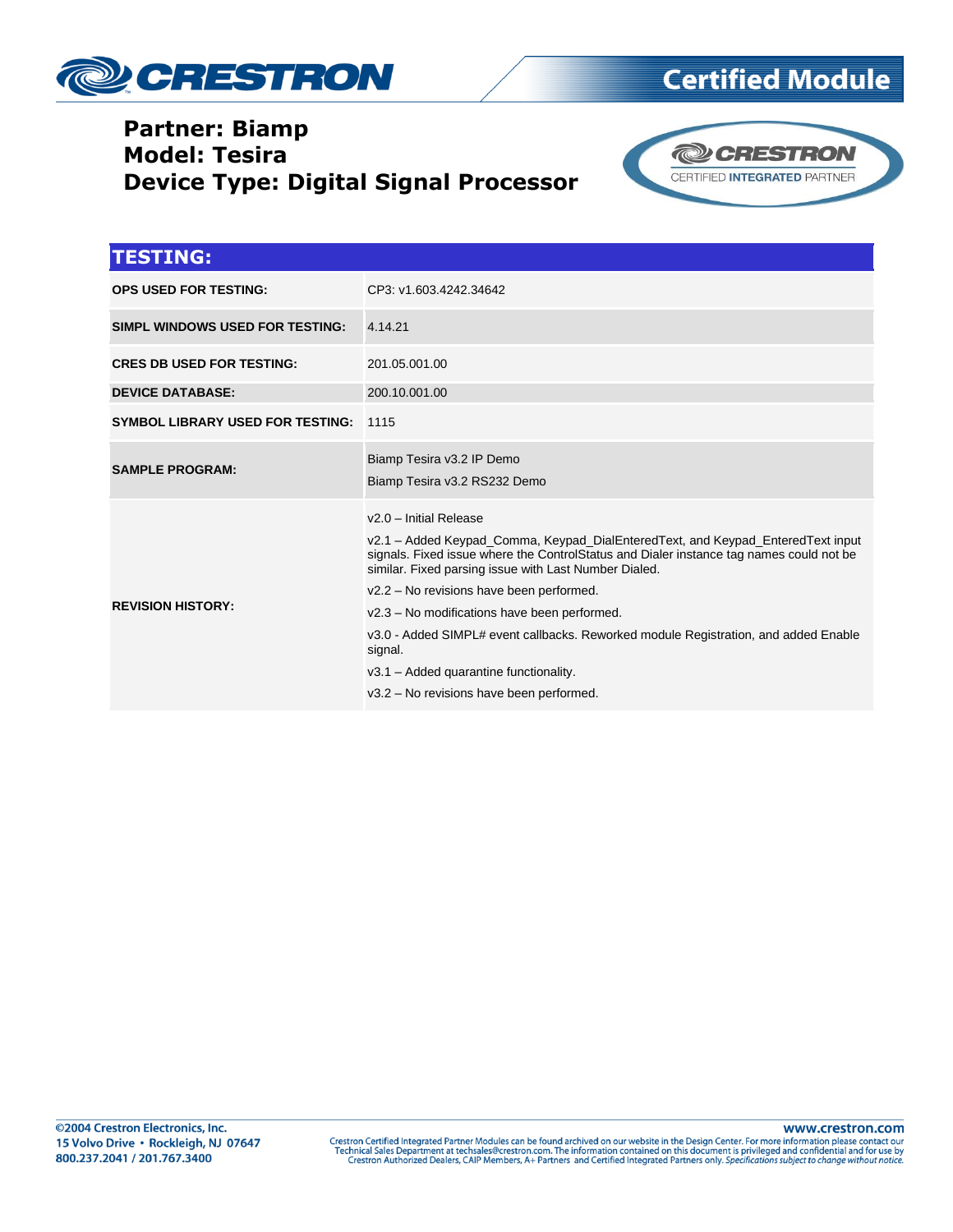**Partner: Biamp**
**Model: Tesira**
**Device Type: Digital Signal Processor**

## TESTING:

| | |
|---|---|
| **OPS USED FOR TESTING:** | CP3: v1.603.4242.34642 |
| **SIMPL WINDOWS USED FOR TESTING:** | 4.14.21 |
| **CRES DB USED FOR TESTING:** | 201.05.001.00 |
| **DEVICE DATABASE:** | 200.10.001.00 |
| **SYMBOL LIBRARY USED FOR TESTING:** | 1115 |
| **SAMPLE PROGRAM:** | Biamp Tesira v3.2 IP Demo<br>Biamp Tesira v3.2 RS232 Demo |
| **REVISION HISTORY:** | v2.0 – Initial Release<br>v2.1 – Added Keypad_Comma, Keypad_DialEnteredText, and Keypad_EnteredText input signals. Fixed issue where the ControlStatus and Dialer instance tag names could not be similar. Fixed parsing issue with Last Number Dialed.<br>v2.2 – No revisions have been performed.<br>v2.3 – No modifications have been performed.<br>v3.0 - Added SIMPL# event callbacks. Reworked module Registration, and added Enable signal.<br>v3.1 – Added quarantine functionality.<br>v3.2 – No revisions have been performed. |